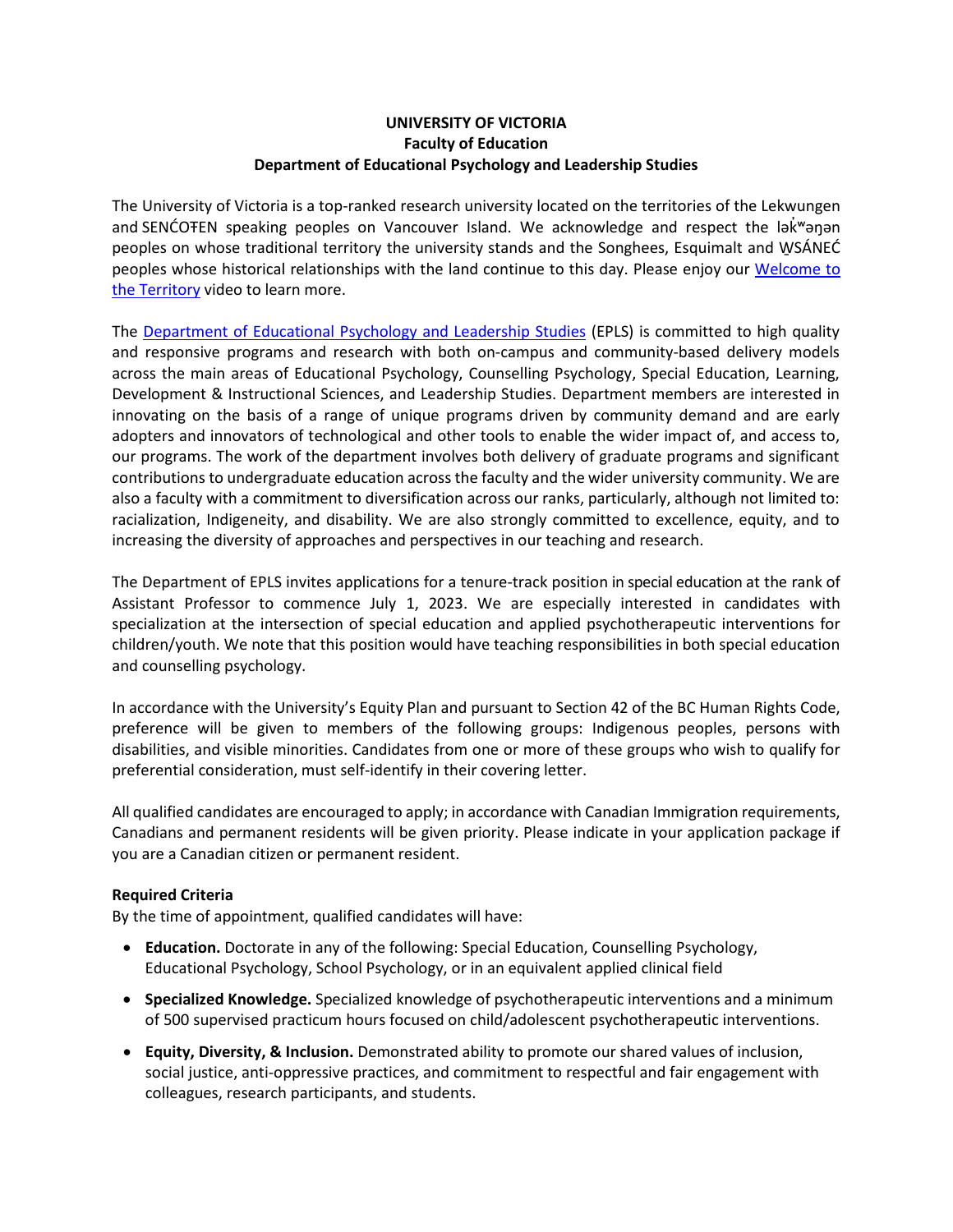**UNIVERSITY OF VICTORIA**
**Faculty of Education**
**Department of Educational Psychology and Leadership Studies**

The University of Victoria is a top-ranked research university located on the territories of the Lekwungen and SENĆOŦEN speaking peoples on Vancouver Island. We acknowledge and respect the lək̓ʷəŋən peoples on whose traditional territory the university stands and the Songhees, Esquimalt and W̱SÁNEĆ peoples whose historical relationships with the land continue to this day. Please enjoy our [Welcome to the Territory](#) video to learn more.

The [Department of Educational Psychology and Leadership Studies](#) (EPLS) is committed to high quality and responsive programs and research with both on-campus and community-based delivery models across the main areas of Educational Psychology, Counselling Psychology, Special Education, Learning, Development & Instructional Sciences, and Leadership Studies. Department members are interested in innovating on the basis of a range of unique programs driven by community demand and are early adopters and innovators of technological and other tools to enable the wider impact of, and access to, our programs. The work of the department involves both delivery of graduate programs and significant contributions to undergraduate education across the faculty and the wider university community. We are also a faculty with a commitment to diversification across our ranks, particularly, although not limited to: racialization, Indigeneity, and disability. We are also strongly committed to excellence, equity, and to increasing the diversity of approaches and perspectives in our teaching and research.

The Department of EPLS invites applications for a tenure-track position in special education at the rank of Assistant Professor to commence July 1, 2023. We are especially interested in candidates with specialization at the intersection of special education and applied psychotherapeutic interventions for children/youth. We note that this position would have teaching responsibilities in both special education and counselling psychology.

In accordance with the University's Equity Plan and pursuant to Section 42 of the BC Human Rights Code, preference will be given to members of the following groups: Indigenous peoples, persons with disabilities, and visible minorities. Candidates from one or more of these groups who wish to qualify for preferential consideration, must self-identify in their covering letter.

All qualified candidates are encouraged to apply; in accordance with Canadian Immigration requirements, Canadians and permanent residents will be given priority. Please indicate in your application package if you are a Canadian citizen or permanent resident.

**Required Criteria**

By the time of appointment, qualified candidates will have:

- **Education.** Doctorate in any of the following: Special Education, Counselling Psychology, Educational Psychology, School Psychology, or in an equivalent applied clinical field
- **Specialized Knowledge.** Specialized knowledge of psychotherapeutic interventions and a minimum of 500 supervised practicum hours focused on child/adolescent psychotherapeutic interventions.
- **Equity, Diversity, & Inclusion.** Demonstrated ability to promote our shared values of inclusion, social justice, anti-oppressive practices, and commitment to respectful and fair engagement with colleagues, research participants, and students.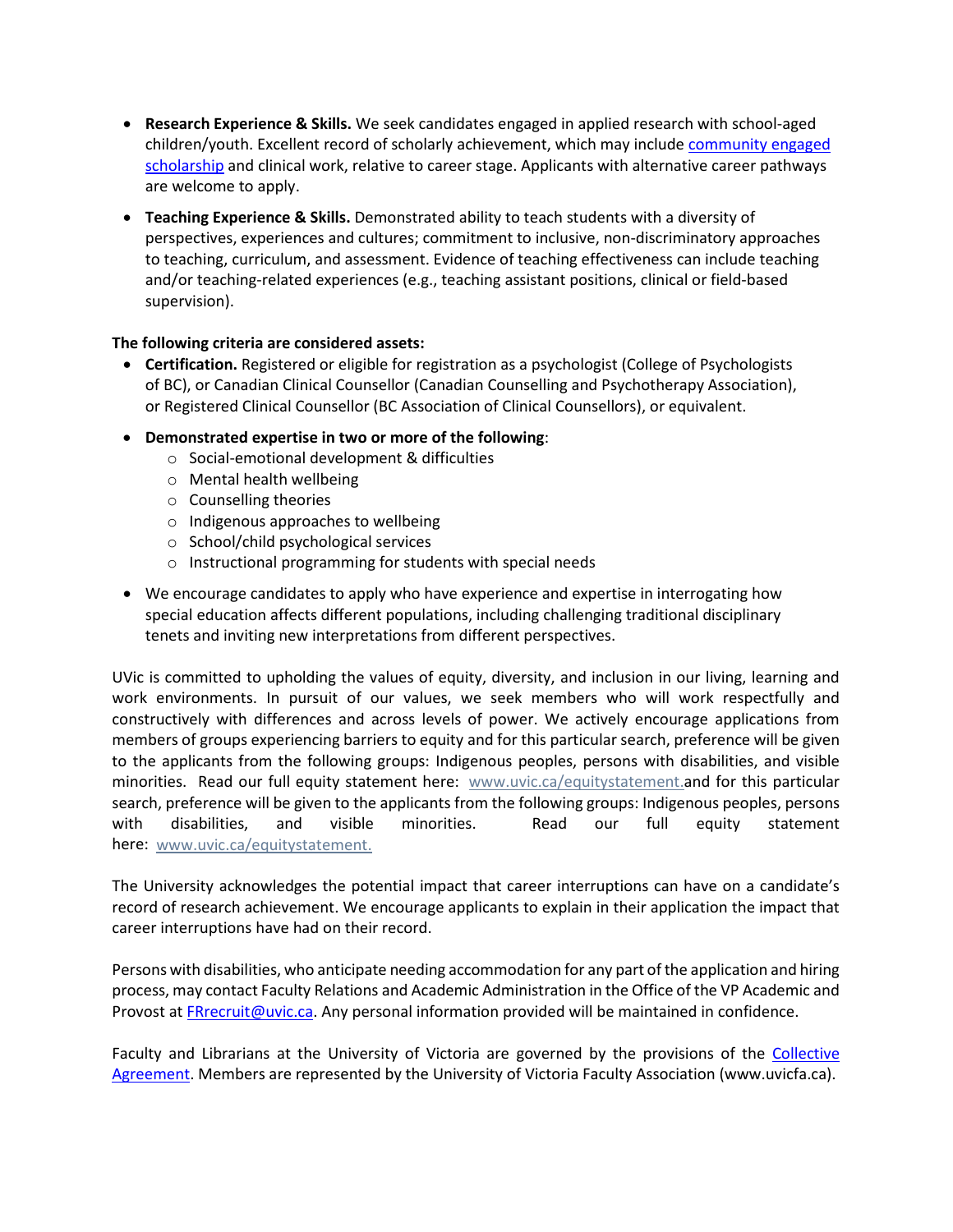- **Research Experience & Skills.** We seek candidates engaged in applied research with school-aged children/youth. Excellent record of scholarly achievement, which may include community engaged scholarship and clinical work, relative to career stage. Applicants with alternative career pathways are welcome to apply.
- **Teaching Experience & Skills.** Demonstrated ability to teach students with a diversity of perspectives, experiences and cultures; commitment to inclusive, non-discriminatory approaches to teaching, curriculum, and assessment. Evidence of teaching effectiveness can include teaching and/or teaching-related experiences (e.g., teaching assistant positions, clinical or field-based supervision).

**The following criteria are considered assets:**

- **Certification.** Registered or eligible for registration as a psychologist (College of Psychologists of BC), or Canadian Clinical Counsellor (Canadian Counselling and Psychotherapy Association), or Registered Clinical Counsellor (BC Association of Clinical Counsellors), or equivalent.
- **Demonstrated expertise in two or more of the following**:
    - Social-emotional development & difficulties
    - Mental health wellbeing
    - Counselling theories
    - Indigenous approaches to wellbeing
    - School/child psychological services
    - Instructional programming for students with special needs
- We encourage candidates to apply who have experience and expertise in interrogating how special education affects different populations, including challenging traditional disciplinary tenets and inviting new interpretations from different perspectives.

UVic is committed to upholding the values of equity, diversity, and inclusion in our living, learning and work environments. In pursuit of our values, we seek members who will work respectfully and constructively with differences and across levels of power. We actively encourage applications from members of groups experiencing barriers to equity and for this particular search, preference will be given to the applicants from the following groups: Indigenous peoples, persons with disabilities, and visible minorities. Read our full equity statement here: www.uvic.ca/equitystatement.and for this particular search, preference will be given to the applicants from the following groups: Indigenous peoples, persons with disabilities, and visible minorities. Read our full equity statement here: www.uvic.ca/equitystatement.

The University acknowledges the potential impact that career interruptions can have on a candidate's record of research achievement. We encourage applicants to explain in their application the impact that career interruptions have had on their record.

Persons with disabilities, who anticipate needing accommodation for any part of the application and hiring process, may contact Faculty Relations and Academic Administration in the Office of the VP Academic and Provost at FRrecruit@uvic.ca. Any personal information provided will be maintained in confidence.

Faculty and Librarians at the University of Victoria are governed by the provisions of the Collective Agreement. Members are represented by the University of Victoria Faculty Association (www.uvicfa.ca).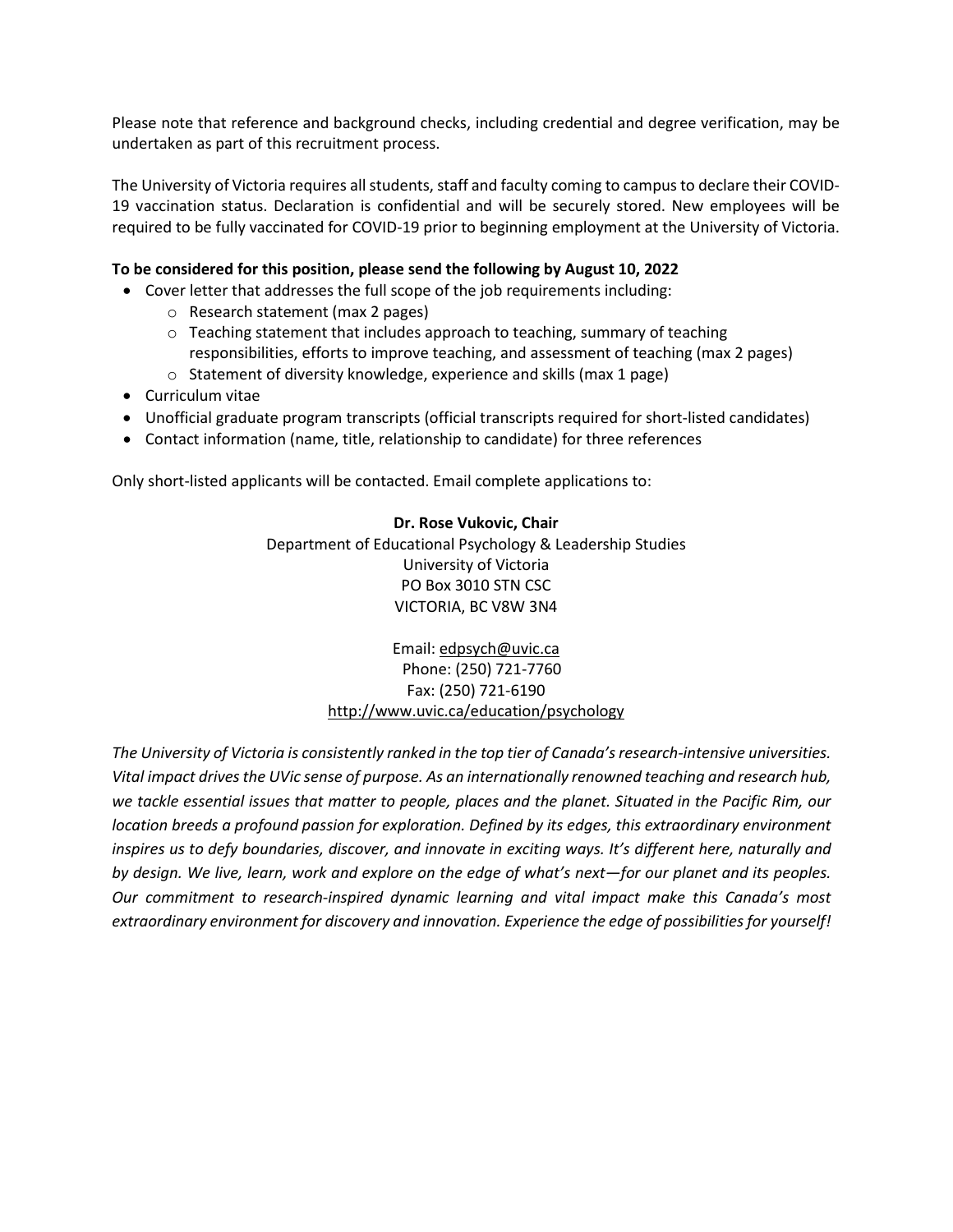Please note that reference and background checks, including credential and degree verification, may be undertaken as part of this recruitment process.

The University of Victoria requires all students, staff and faculty coming to campus to declare their COVID-19 vaccination status. Declaration is confidential and will be securely stored. New employees will be required to be fully vaccinated for COVID-19 prior to beginning employment at the University of Victoria.

**To be considered for this position, please send the following by August 10, 2022**

- Cover letter that addresses the full scope of the job requirements including:
    - Research statement (max 2 pages)
    - Teaching statement that includes approach to teaching, summary of teaching responsibilities, efforts to improve teaching, and assessment of teaching (max 2 pages)
    - Statement of diversity knowledge, experience and skills (max 1 page)
- Curriculum vitae
- Unofficial graduate program transcripts (official transcripts required for short-listed candidates)
- Contact information (name, title, relationship to candidate) for three references

Only short-listed applicants will be contacted. Email complete applications to:

**Dr. Rose Vukovic, Chair**
Department of Educational Psychology & Leadership Studies
University of Victoria
PO Box 3010 STN CSC
VICTORIA, BC V8W 3N4

Email: edpsych@uvic.ca
Phone: (250) 721-7760
Fax: (250) 721-6190
http://www.uvic.ca/education/psychology

*The University of Victoria is consistently ranked in the top tier of Canada's research-intensive universities. Vital impact drives the UVic sense of purpose. As an internationally renowned teaching and research hub, we tackle essential issues that matter to people, places and the planet. Situated in the Pacific Rim, our location breeds a profound passion for exploration. Defined by its edges, this extraordinary environment inspires us to defy boundaries, discover, and innovate in exciting ways. It's different here, naturally and by design. We live, learn, work and explore on the edge of what's next—for our planet and its peoples. Our commitment to research-inspired dynamic learning and vital impact make this Canada's most extraordinary environment for discovery and innovation. Experience the edge of possibilities for yourself!*